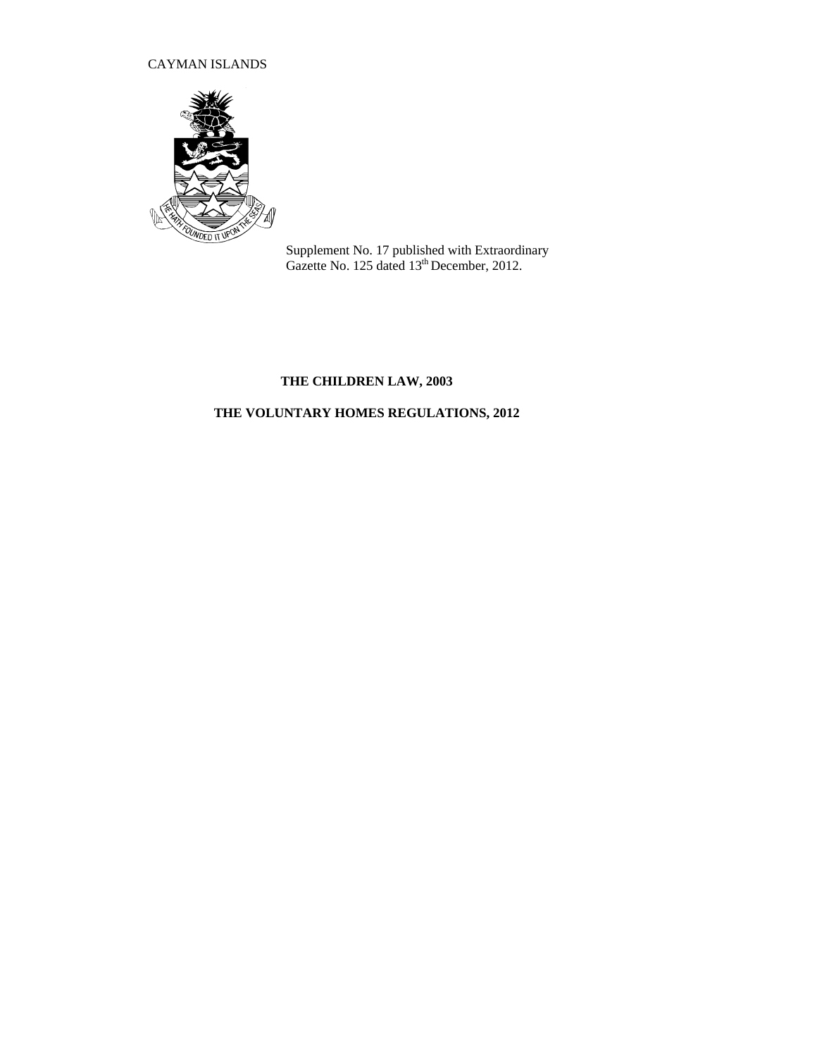CAYMAN ISLANDS

Supplement No. 17 published with Extraordinary Gazette No. 125 dated 13th December, 2012.

**THE CHILDREN LAW, 2003**

**THE VOLUNTARY HOMES REGULATIONS, 2012**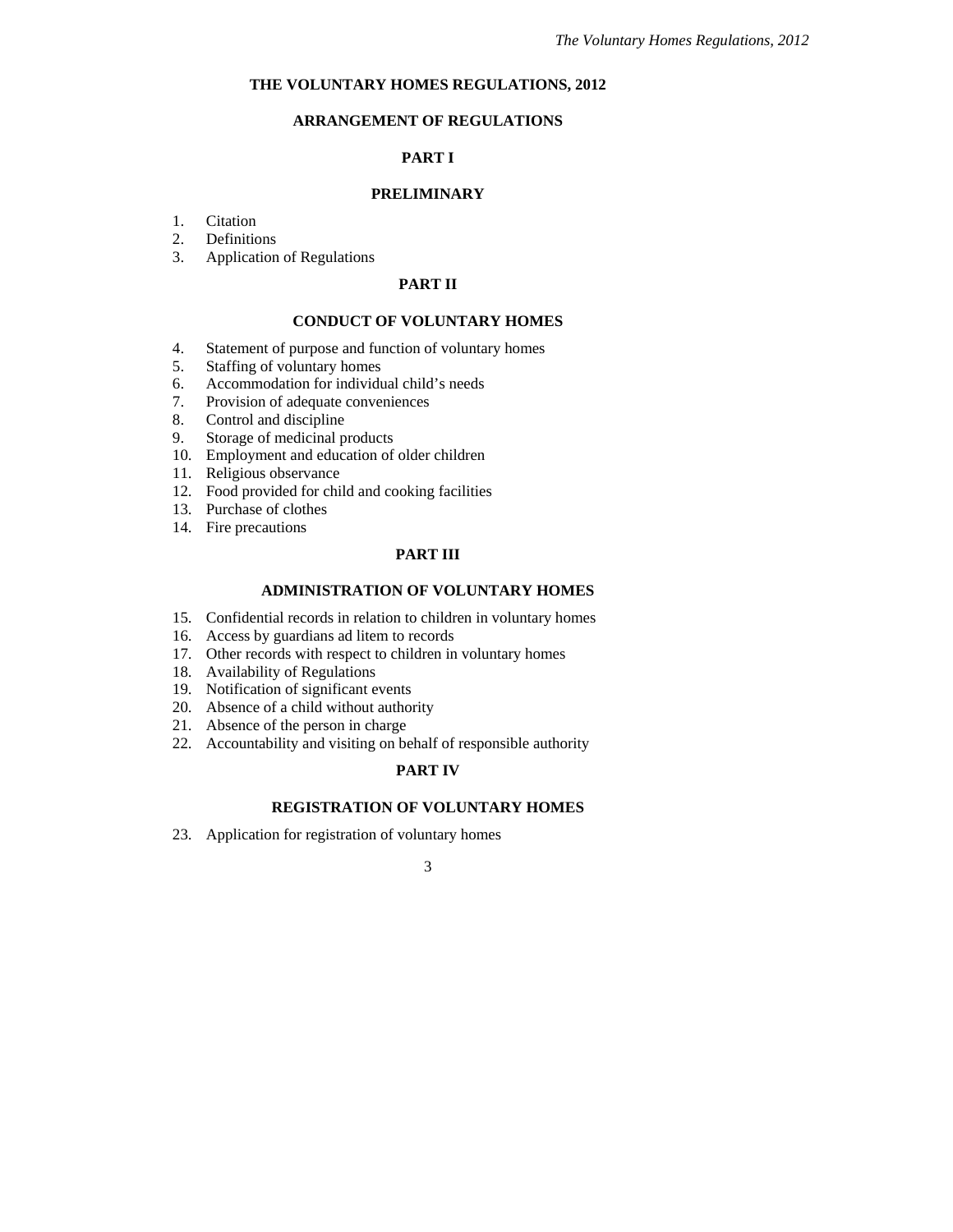# THE VOLUNTARY HOMES REGULATIONS, 2012

## ARRANGEMENT OF REGULATIONS

### PART I

### PRELIMINARY

1. Citation
2. Definitions
3. Application of Regulations

### PART II

### CONDUCT OF VOLUNTARY HOMES

4. Statement of purpose and function of voluntary homes
5. Staffing of voluntary homes
6. Accommodation for individual child's needs
7. Provision of adequate conveniences
8. Control and discipline
9. Storage of medicinal products
10. Employment and education of older children
11. Religious observance
12. Food provided for child and cooking facilities
13. Purchase of clothes
14. Fire precautions

### PART III

### ADMINISTRATION OF VOLUNTARY HOMES

15. Confidential records in relation to children in voluntary homes
16. Access by guardians ad litem to records
17. Other records with respect to children in voluntary homes
18. Availability of Regulations
19. Notification of significant events
20. Absence of a child without authority
21. Absence of the person in charge
22. Accountability and visiting on behalf of responsible authority

### PART IV

### REGISTRATION OF VOLUNTARY HOMES

23. Application for registration of voluntary homes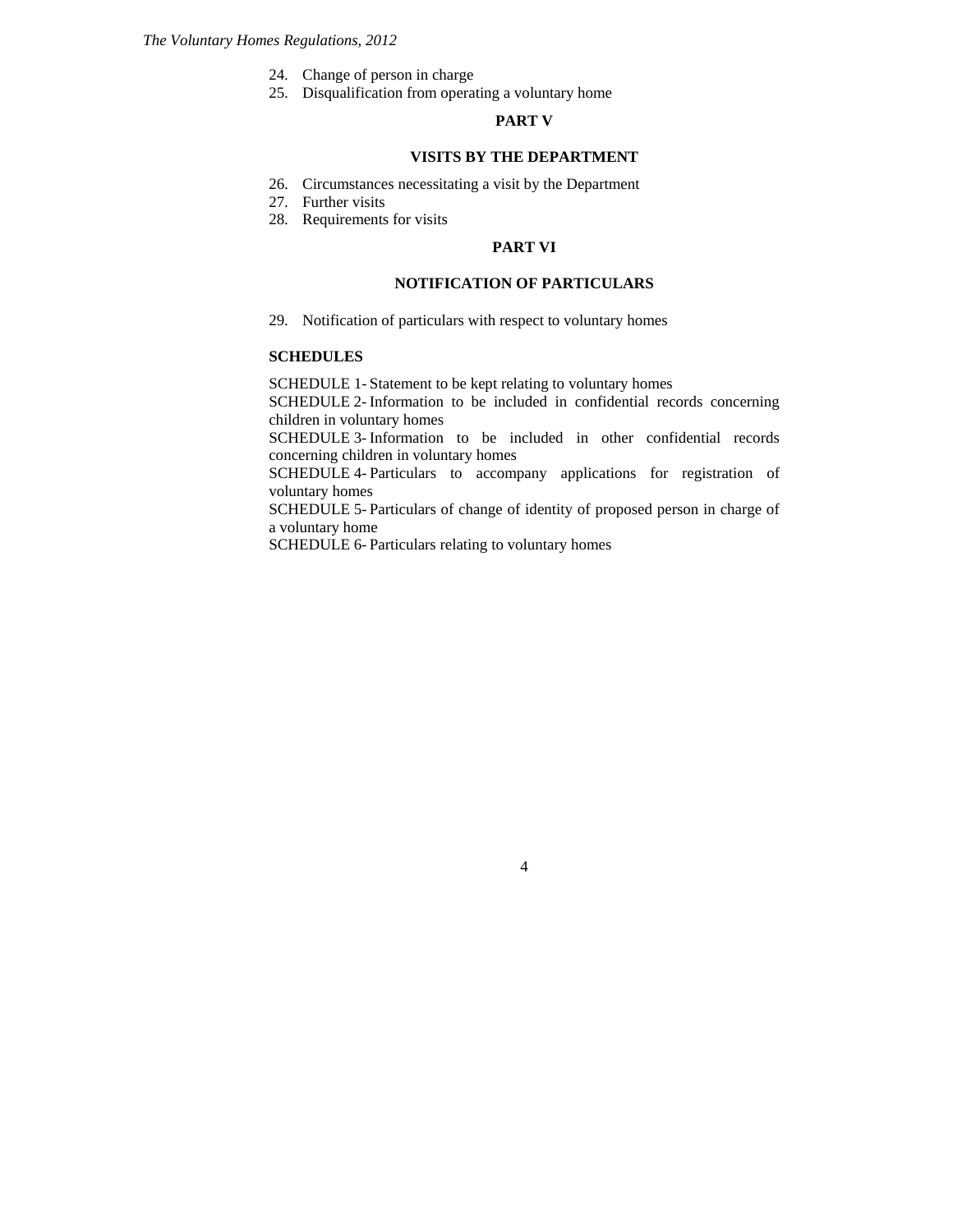24. Change of person in charge
25. Disqualification from operating a voluntary home

**PART V**

**VISITS BY THE DEPARTMENT**

26. Circumstances necessitating a visit by the Department
27. Further visits
28. Requirements for visits

**PART VI**

**NOTIFICATION OF PARTICULARS**

29. Notification of particulars with respect to voluntary homes

**SCHEDULES**

SCHEDULE 1- Statement to be kept relating to voluntary homes

SCHEDULE 2- Information to be included in confidential records concerning children in voluntary homes

SCHEDULE 3- Information to be included in other confidential records concerning children in voluntary homes

SCHEDULE 4- Particulars to accompany applications for registration of voluntary homes

SCHEDULE 5- Particulars of change of identity of proposed person in charge of a voluntary home

SCHEDULE 6- Particulars relating to voluntary homes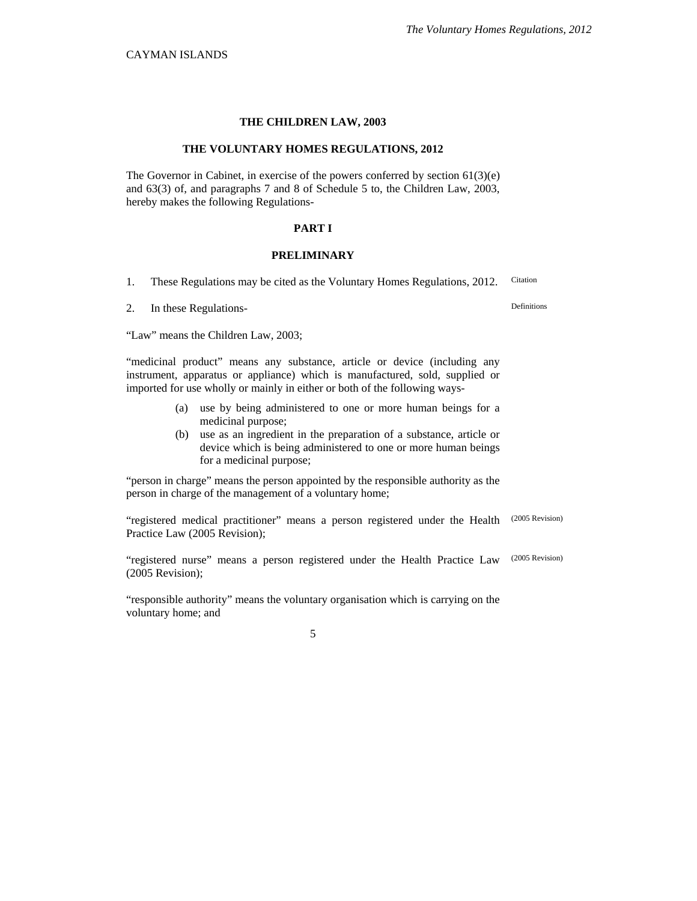CAYMAN ISLANDS

# THE CHILDREN LAW, 2003

# THE VOLUNTARY HOMES REGULATIONS, 2012

The Governor in Cabinet, in exercise of the powers conferred by section 61(3)(e) and 63(3) of, and paragraphs 7 and 8 of Schedule 5 to, the Children Law, 2003, hereby makes the following Regulations-

## PART I

## PRELIMINARY

1. These Regulations may be cited as the Voluntary Homes Regulations, 2012. Citation

2. In these Regulations- Definitions

"Law" means the Children Law, 2003;

"medicinal product" means any substance, article or device (including any instrument, apparatus or appliance) which is manufactured, sold, supplied or imported for use wholly or mainly in either or both of the following ways-

(a) use by being administered to one or more human beings for a medicinal purpose;
(b) use as an ingredient in the preparation of a substance, article or device which is being administered to one or more human beings for a medicinal purpose;

"person in charge" means the person appointed by the responsible authority as the person in charge of the management of a voluntary home;

"registered medical practitioner" means a person registered under the Health Practice Law (2005 Revision); (2005 Revision)

"registered nurse" means a person registered under the Health Practice Law (2005 Revision); (2005 Revision)

"responsible authority" means the voluntary organisation which is carrying on the voluntary home; and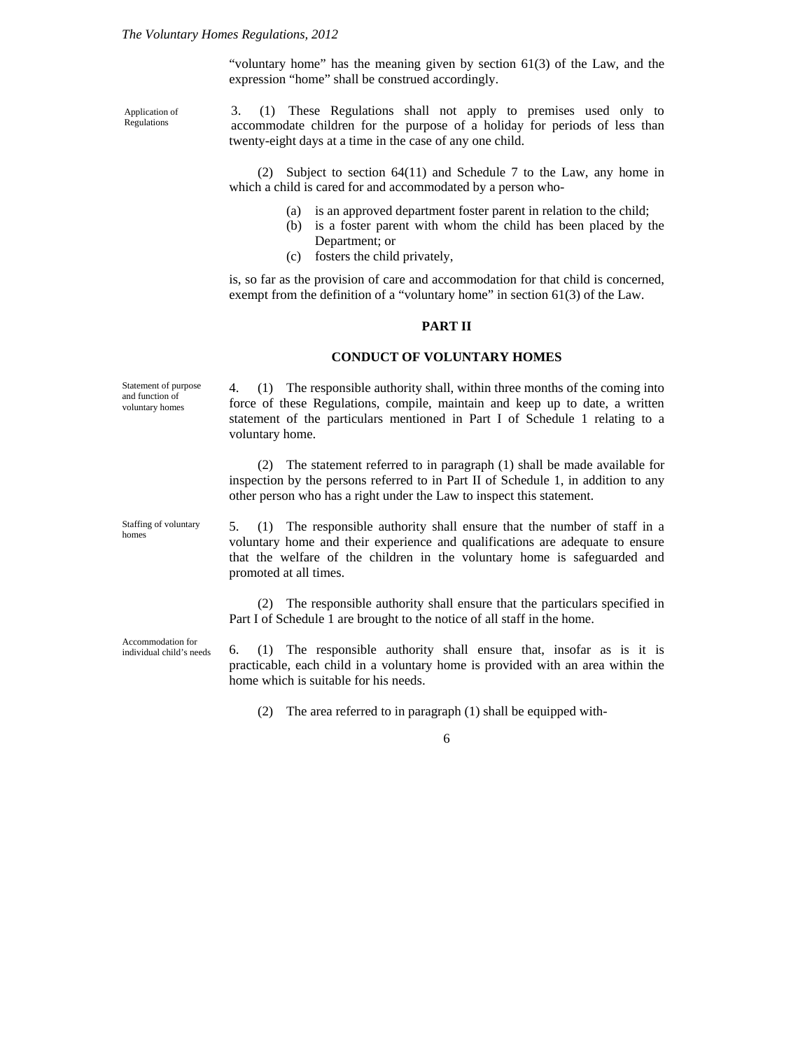"voluntary home" has the meaning given by section 61(3) of the Law, and the expression "home" shall be construed accordingly.

Application of Regulations

3. (1) These Regulations shall not apply to premises used only to accommodate children for the purpose of a holiday for periods of less than twenty-eight days at a time in the case of any one child.

(2) Subject to section 64(11) and Schedule 7 to the Law, any home in which a child is cared for and accommodated by a person who-

(a) is an approved department foster parent in relation to the child;
(b) is a foster parent with whom the child has been placed by the Department; or
(c) fosters the child privately,

is, so far as the provision of care and accommodation for that child is concerned, exempt from the definition of a "voluntary home" in section 61(3) of the Law.

## PART II

## CONDUCT OF VOLUNTARY HOMES

Statement of purpose and function of voluntary homes

4. (1) The responsible authority shall, within three months of the coming into force of these Regulations, compile, maintain and keep up to date, a written statement of the particulars mentioned in Part I of Schedule 1 relating to a voluntary home.

(2) The statement referred to in paragraph (1) shall be made available for inspection by the persons referred to in Part II of Schedule 1, in addition to any other person who has a right under the Law to inspect this statement.

Staffing of voluntary homes

5. (1) The responsible authority shall ensure that the number of staff in a voluntary home and their experience and qualifications are adequate to ensure that the welfare of the children in the voluntary home is safeguarded and promoted at all times.

(2) The responsible authority shall ensure that the particulars specified in Part I of Schedule 1 are brought to the notice of all staff in the home.

Accommodation for individual child's needs

6. (1) The responsible authority shall ensure that, insofar as is it is practicable, each child in a voluntary home is provided with an area within the home which is suitable for his needs.

(2) The area referred to in paragraph (1) shall be equipped with-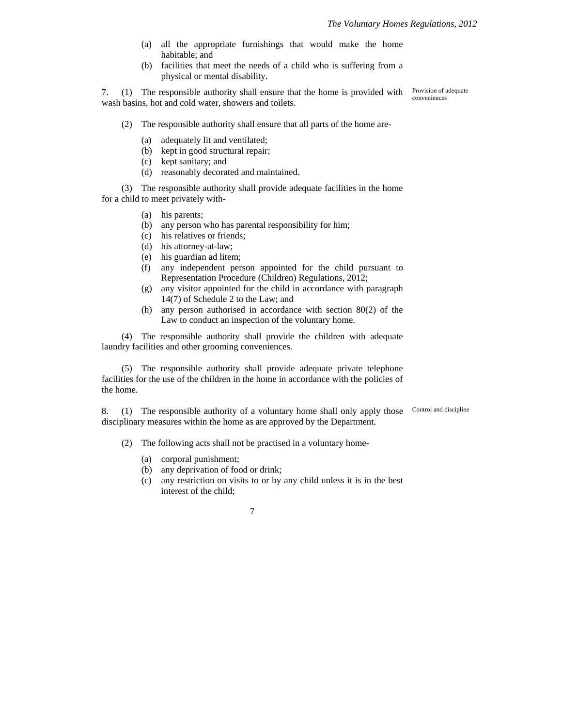(a) all the appropriate furnishings that would make the home habitable; and

(b) facilities that meet the needs of a child who is suffering from a physical or mental disability.

*Provision of adequate conveniences*

7. (1) The responsible authority shall ensure that the home is provided with wash basins, hot and cold water, showers and toilets.

(2) The responsible authority shall ensure that all parts of the home are-

(a) adequately lit and ventilated;

(b) kept in good structural repair;

(c) kept sanitary; and

(d) reasonably decorated and maintained.

(3) The responsible authority shall provide adequate facilities in the home for a child to meet privately with-

(a) his parents;

(b) any person who has parental responsibility for him;

(c) his relatives or friends;

(d) his attorney-at-law;

(e) his guardian ad litem;

(f) any independent person appointed for the child pursuant to Representation Procedure (Children) Regulations, 2012;

(g) any visitor appointed for the child in accordance with paragraph 14(7) of Schedule 2 to the Law; and

(h) any person authorised in accordance with section 80(2) of the Law to conduct an inspection of the voluntary home.

(4) The responsible authority shall provide the children with adequate laundry facilities and other grooming conveniences.

(5) The responsible authority shall provide adequate private telephone facilities for the use of the children in the home in accordance with the policies of the home.

*Control and discipline*

8. (1) The responsible authority of a voluntary home shall only apply those disciplinary measures within the home as are approved by the Department.

(2) The following acts shall not be practised in a voluntary home-

(a) corporal punishment;

(b) any deprivation of food or drink;

(c) any restriction on visits to or by any child unless it is in the best interest of the child;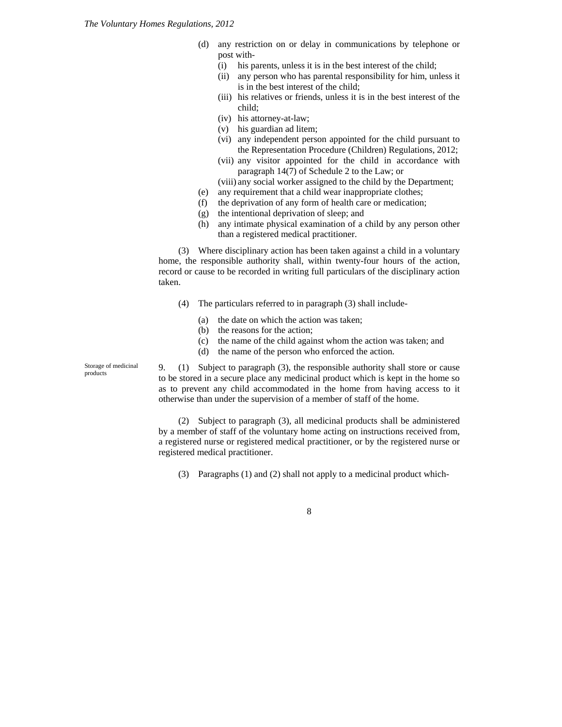(d) any restriction on or delay in communications by telephone or post with-
   - (i) his parents, unless it is in the best interest of the child;
   - (ii) any person who has parental responsibility for him, unless it is in the best interest of the child;
   - (iii) his relatives or friends, unless it is in the best interest of the child;
   - (iv) his attorney-at-law;
   - (v) his guardian ad litem;
   - (vi) any independent person appointed for the child pursuant to the Representation Procedure (Children) Regulations, 2012;
   - (vii) any visitor appointed for the child in accordance with paragraph 14(7) of Schedule 2 to the Law; or
   - (viii) any social worker assigned to the child by the Department;

(e) any requirement that a child wear inappropriate clothes;

(f) the deprivation of any form of health care or medication;

(g) the intentional deprivation of sleep; and

(h) any intimate physical examination of a child by any person other than a registered medical practitioner.

(3) Where disciplinary action has been taken against a child in a voluntary home, the responsible authority shall, within twenty-four hours of the action, record or cause to be recorded in writing full particulars of the disciplinary action taken.

(4) The particulars referred to in paragraph (3) shall include-

(a) the date on which the action was taken;

(b) the reasons for the action;

(c) the name of the child against whom the action was taken; and

(d) the name of the person who enforced the action.

*Storage of medicinal products*

9. (1) Subject to paragraph (3), the responsible authority shall store or cause to be stored in a secure place any medicinal product which is kept in the home so as to prevent any child accommodated in the home from having access to it otherwise than under the supervision of a member of staff of the home.

(2) Subject to paragraph (3), all medicinal products shall be administered by a member of staff of the voluntary home acting on instructions received from, a registered nurse or registered medical practitioner, or by the registered nurse or registered medical practitioner.

(3) Paragraphs (1) and (2) shall not apply to a medicinal product which-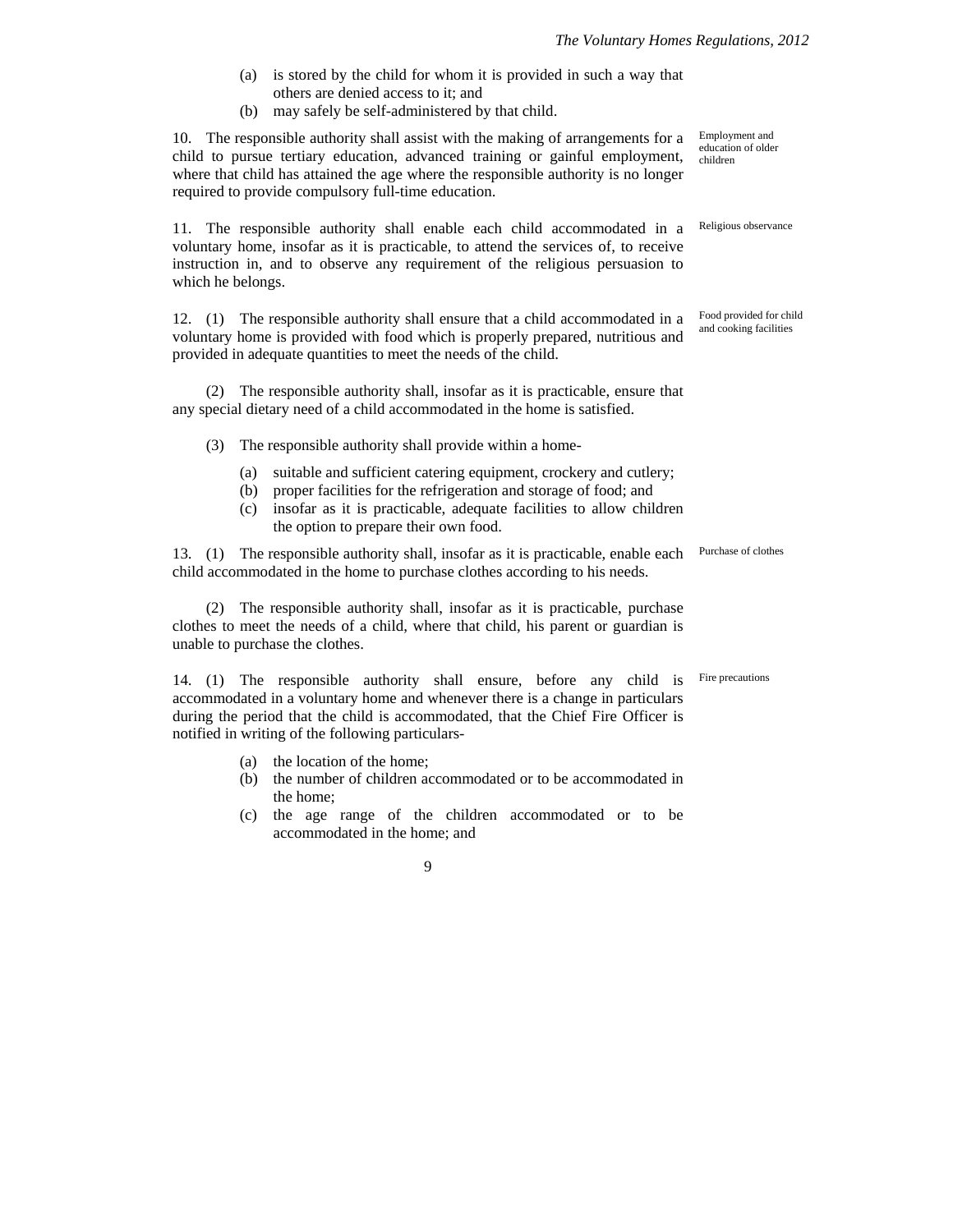(a) is stored by the child for whom it is provided in such a way that others are denied access to it; and

(b) may safely be self-administered by that child.

*Employment and education of older children*

10. The responsible authority shall assist with the making of arrangements for a child to pursue tertiary education, advanced training or gainful employment, where that child has attained the age where the responsible authority is no longer required to provide compulsory full-time education.

*Religious observance*

11. The responsible authority shall enable each child accommodated in a voluntary home, insofar as it is practicable, to attend the services of, to receive instruction in, and to observe any requirement of the religious persuasion to which he belongs.

*Food provided for child and cooking facilities*

12. (1) The responsible authority shall ensure that a child accommodated in a voluntary home is provided with food which is properly prepared, nutritious and provided in adequate quantities to meet the needs of the child.

(2) The responsible authority shall, insofar as it is practicable, ensure that any special dietary need of a child accommodated in the home is satisfied.

(3) The responsible authority shall provide within a home-

(a) suitable and sufficient catering equipment, crockery and cutlery;

(b) proper facilities for the refrigeration and storage of food; and

(c) insofar as it is practicable, adequate facilities to allow children the option to prepare their own food.

*Purchase of clothes*

13. (1) The responsible authority shall, insofar as it is practicable, enable each child accommodated in the home to purchase clothes according to his needs.

(2) The responsible authority shall, insofar as it is practicable, purchase clothes to meet the needs of a child, where that child, his parent or guardian is unable to purchase the clothes.

*Fire precautions*

14. (1) The responsible authority shall ensure, before any child is accommodated in a voluntary home and whenever there is a change in particulars during the period that the child is accommodated, that the Chief Fire Officer is notified in writing of the following particulars-

(a) the location of the home;

(b) the number of children accommodated or to be accommodated in the home;

(c) the age range of the children accommodated or to be accommodated in the home; and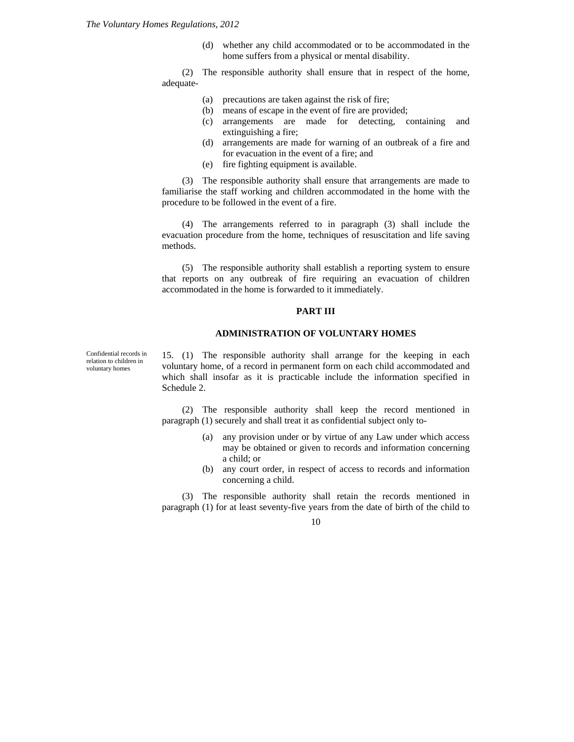(d) whether any child accommodated or to be accommodated in the home suffers from a physical or mental disability.

(2) The responsible authority shall ensure that in respect of the home, adequate-

(a) precautions are taken against the risk of fire;
(b) means of escape in the event of fire are provided;
(c) arrangements are made for detecting, containing and extinguishing a fire;
(d) arrangements are made for warning of an outbreak of a fire and for evacuation in the event of a fire; and
(e) fire fighting equipment is available.

(3) The responsible authority shall ensure that arrangements are made to familiarise the staff working and children accommodated in the home with the procedure to be followed in the event of a fire.

(4) The arrangements referred to in paragraph (3) shall include the evacuation procedure from the home, techniques of resuscitation and life saving methods.

(5) The responsible authority shall establish a reporting system to ensure that reports on any outbreak of fire requiring an evacuation of children accommodated in the home is forwarded to it immediately.

## PART III

## ADMINISTRATION OF VOLUNTARY HOMES

*Confidential records in relation to children in voluntary homes*

15. (1) The responsible authority shall arrange for the keeping in each voluntary home, of a record in permanent form on each child accommodated and which shall insofar as it is practicable include the information specified in Schedule 2.

(2) The responsible authority shall keep the record mentioned in paragraph (1) securely and shall treat it as confidential subject only to-

(a) any provision under or by virtue of any Law under which access may be obtained or given to records and information concerning a child; or
(b) any court order, in respect of access to records and information concerning a child.

(3) The responsible authority shall retain the records mentioned in paragraph (1) for at least seventy-five years from the date of birth of the child to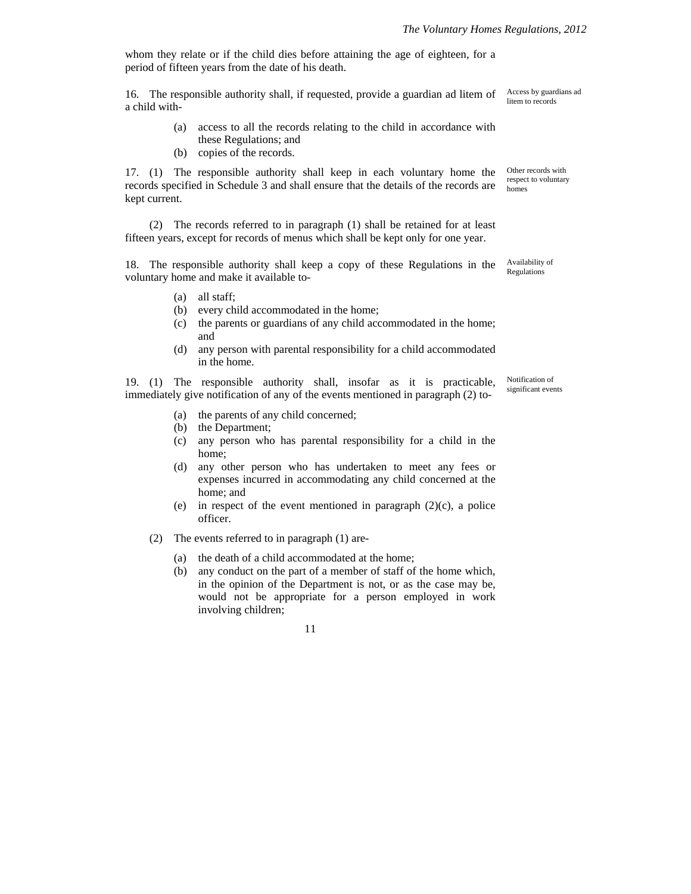whom they relate or if the child dies before attaining the age of eighteen, for a period of fifteen years from the date of his death.

Access by guardians ad litem to records

16. The responsible authority shall, if requested, provide a guardian ad litem of a child with-

(a) access to all the records relating to the child in accordance with these Regulations; and
(b) copies of the records.

Other records with respect to voluntary homes

17. (1) The responsible authority shall keep in each voluntary home the records specified in Schedule 3 and shall ensure that the details of the records are kept current.

(2) The records referred to in paragraph (1) shall be retained for at least fifteen years, except for records of menus which shall be kept only for one year.

Availability of Regulations

18. The responsible authority shall keep a copy of these Regulations in the voluntary home and make it available to-

(a) all staff;
(b) every child accommodated in the home;
(c) the parents or guardians of any child accommodated in the home; and
(d) any person with parental responsibility for a child accommodated in the home.

Notification of significant events

19. (1) The responsible authority shall, insofar as it is practicable, immediately give notification of any of the events mentioned in paragraph (2) to-

(a) the parents of any child concerned;
(b) the Department;
(c) any person who has parental responsibility for a child in the home;
(d) any other person who has undertaken to meet any fees or expenses incurred in accommodating any child concerned at the home; and
(e) in respect of the event mentioned in paragraph (2)(c), a police officer.

(2) The events referred to in paragraph (1) are-

(a) the death of a child accommodated at the home;
(b) any conduct on the part of a member of staff of the home which, in the opinion of the Department is not, or as the case may be, would not be appropriate for a person employed in work involving children;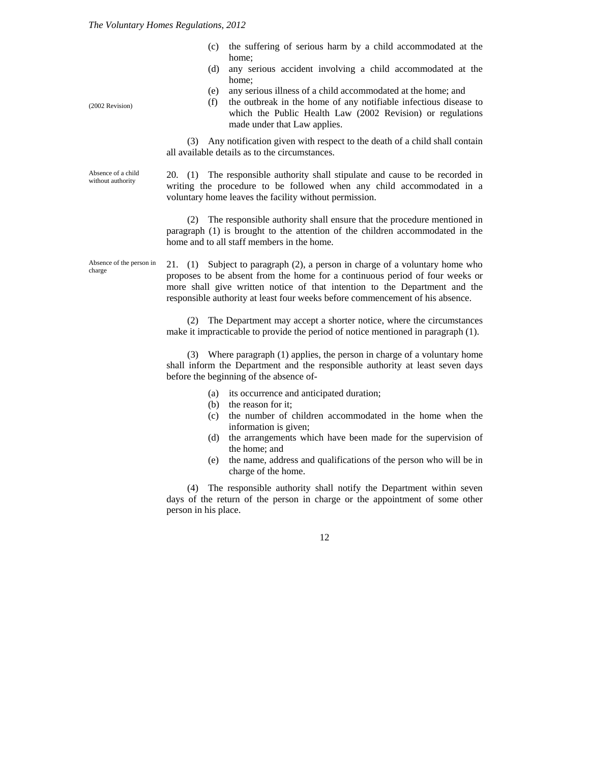(c) the suffering of serious harm by a child accommodated at the home;

(d) any serious accident involving a child accommodated at the home;

(e) any serious illness of a child accommodated at the home; and

(f) the outbreak in the home of any notifiable infectious disease to which the Public Health Law (2002 Revision) or regulations made under that Law applies.

(2002 Revision)

(3) Any notification given with respect to the death of a child shall contain all available details as to the circumstances.

Absence of a child without authority

20. (1) The responsible authority shall stipulate and cause to be recorded in writing the procedure to be followed when any child accommodated in a voluntary home leaves the facility without permission.

(2) The responsible authority shall ensure that the procedure mentioned in paragraph (1) is brought to the attention of the children accommodated in the home and to all staff members in the home.

Absence of the person in charge

21. (1) Subject to paragraph (2), a person in charge of a voluntary home who proposes to be absent from the home for a continuous period of four weeks or more shall give written notice of that intention to the Department and the responsible authority at least four weeks before commencement of his absence.

(2) The Department may accept a shorter notice, where the circumstances make it impracticable to provide the period of notice mentioned in paragraph (1).

(3) Where paragraph (1) applies, the person in charge of a voluntary home shall inform the Department and the responsible authority at least seven days before the beginning of the absence of-

(a) its occurrence and anticipated duration;

(b) the reason for it;

(c) the number of children accommodated in the home when the information is given;

(d) the arrangements which have been made for the supervision of the home; and

(e) the name, address and qualifications of the person who will be in charge of the home.

(4) The responsible authority shall notify the Department within seven days of the return of the person in charge or the appointment of some other person in his place.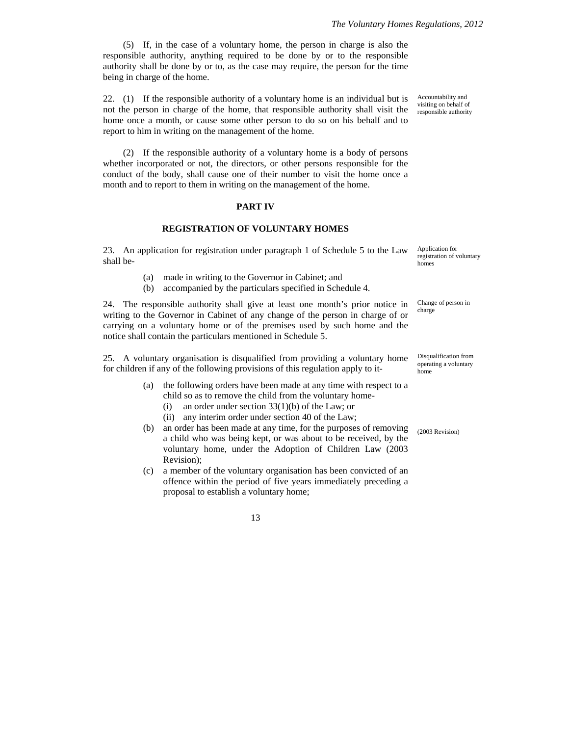(5) If, in the case of a voluntary home, the person in charge is also the responsible authority, anything required to be done by or to the responsible authority shall be done by or to, as the case may require, the person for the time being in charge of the home.

Accountability and visiting on behalf of responsible authority

22. (1) If the responsible authority of a voluntary home is an individual but is not the person in charge of the home, that responsible authority shall visit the home once a month, or cause some other person to do so on his behalf and to report to him in writing on the management of the home.

(2) If the responsible authority of a voluntary home is a body of persons whether incorporated or not, the directors, or other persons responsible for the conduct of the body, shall cause one of their number to visit the home once a month and to report to them in writing on the management of the home.

## PART IV

## REGISTRATION OF VOLUNTARY HOMES

Application for registration of voluntary homes

23. An application for registration under paragraph 1 of Schedule 5 to the Law shall be-

(a) made in writing to the Governor in Cabinet; and
(b) accompanied by the particulars specified in Schedule 4.

Change of person in charge

24. The responsible authority shall give at least one month's prior notice in writing to the Governor in Cabinet of any change of the person in charge of or carrying on a voluntary home or of the premises used by such home and the notice shall contain the particulars mentioned in Schedule 5.

Disqualification from operating a voluntary home

25. A voluntary organisation is disqualified from providing a voluntary home for children if any of the following provisions of this regulation apply to it-

(a) the following orders have been made at any time with respect to a child so as to remove the child from the voluntary home-
    (i) an order under section 33(1)(b) of the Law; or
    (ii) any interim order under section 40 of the Law;
(b) an order has been made at any time, for the purposes of removing a child who was being kept, or was about to be received, by the voluntary home, under the Adoption of Children Law (2003 Revision);

(2003 Revision)

(c) a member of the voluntary organisation has been convicted of an offence within the period of five years immediately preceding a proposal to establish a voluntary home;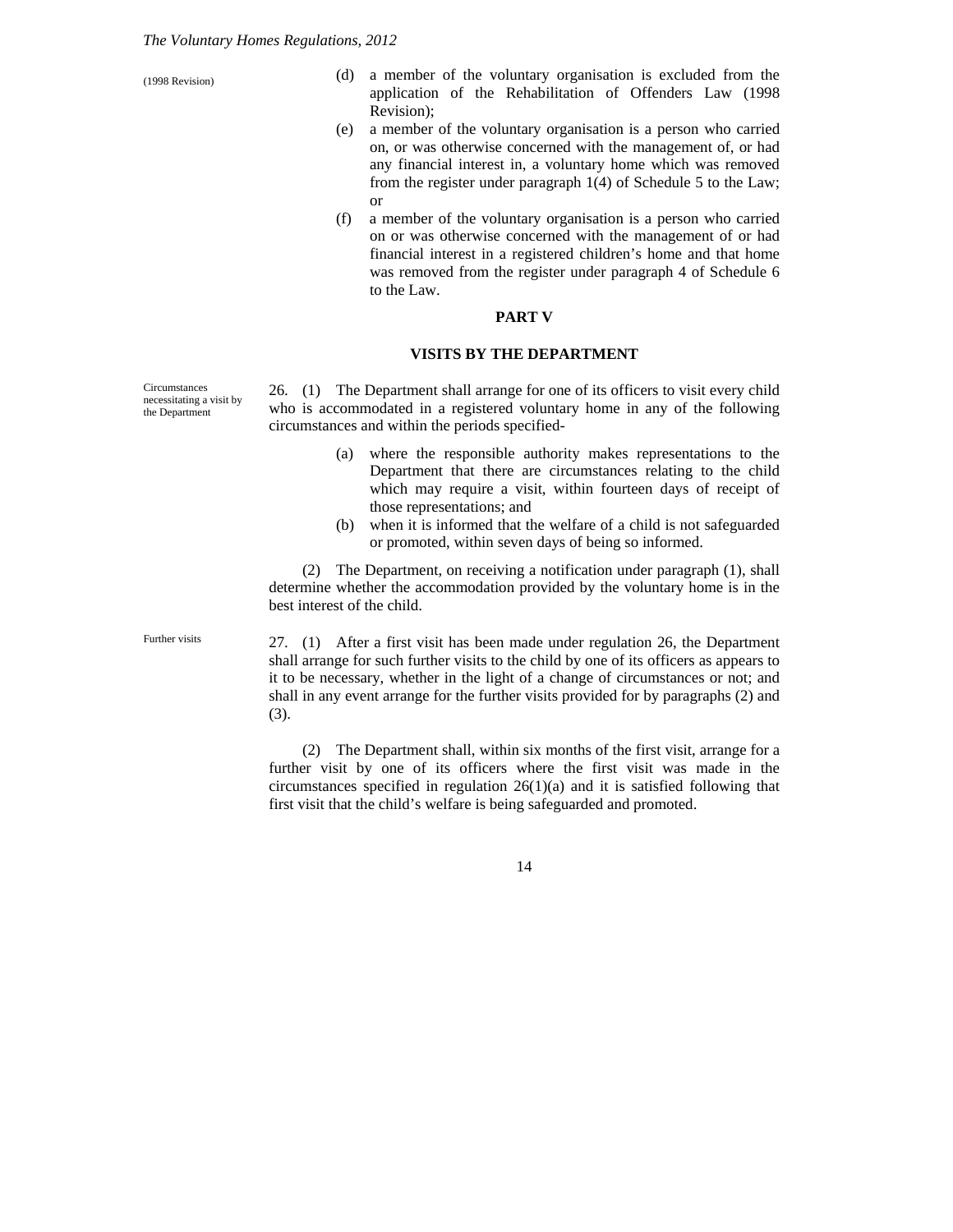(1998 Revision)

(d) a member of the voluntary organisation is excluded from the application of the Rehabilitation of Offenders Law (1998 Revision);

(e) a member of the voluntary organisation is a person who carried on, or was otherwise concerned with the management of, or had any financial interest in, a voluntary home which was removed from the register under paragraph 1(4) of Schedule 5 to the Law; or

(f) a member of the voluntary organisation is a person who carried on or was otherwise concerned with the management of or had financial interest in a registered children's home and that home was removed from the register under paragraph 4 of Schedule 6 to the Law.

## PART V

## VISITS BY THE DEPARTMENT

Circumstances necessitating a visit by the Department

26. (1) The Department shall arrange for one of its officers to visit every child who is accommodated in a registered voluntary home in any of the following circumstances and within the periods specified-

(a) where the responsible authority makes representations to the Department that there are circumstances relating to the child which may require a visit, within fourteen days of receipt of those representations; and

(b) when it is informed that the welfare of a child is not safeguarded or promoted, within seven days of being so informed.

(2) The Department, on receiving a notification under paragraph (1), shall determine whether the accommodation provided by the voluntary home is in the best interest of the child.

Further visits

27. (1) After a first visit has been made under regulation 26, the Department shall arrange for such further visits to the child by one of its officers as appears to it to be necessary, whether in the light of a change of circumstances or not; and shall in any event arrange for the further visits provided for by paragraphs (2) and (3).

(2) The Department shall, within six months of the first visit, arrange for a further visit by one of its officers where the first visit was made in the circumstances specified in regulation 26(1)(a) and it is satisfied following that first visit that the child's welfare is being safeguarded and promoted.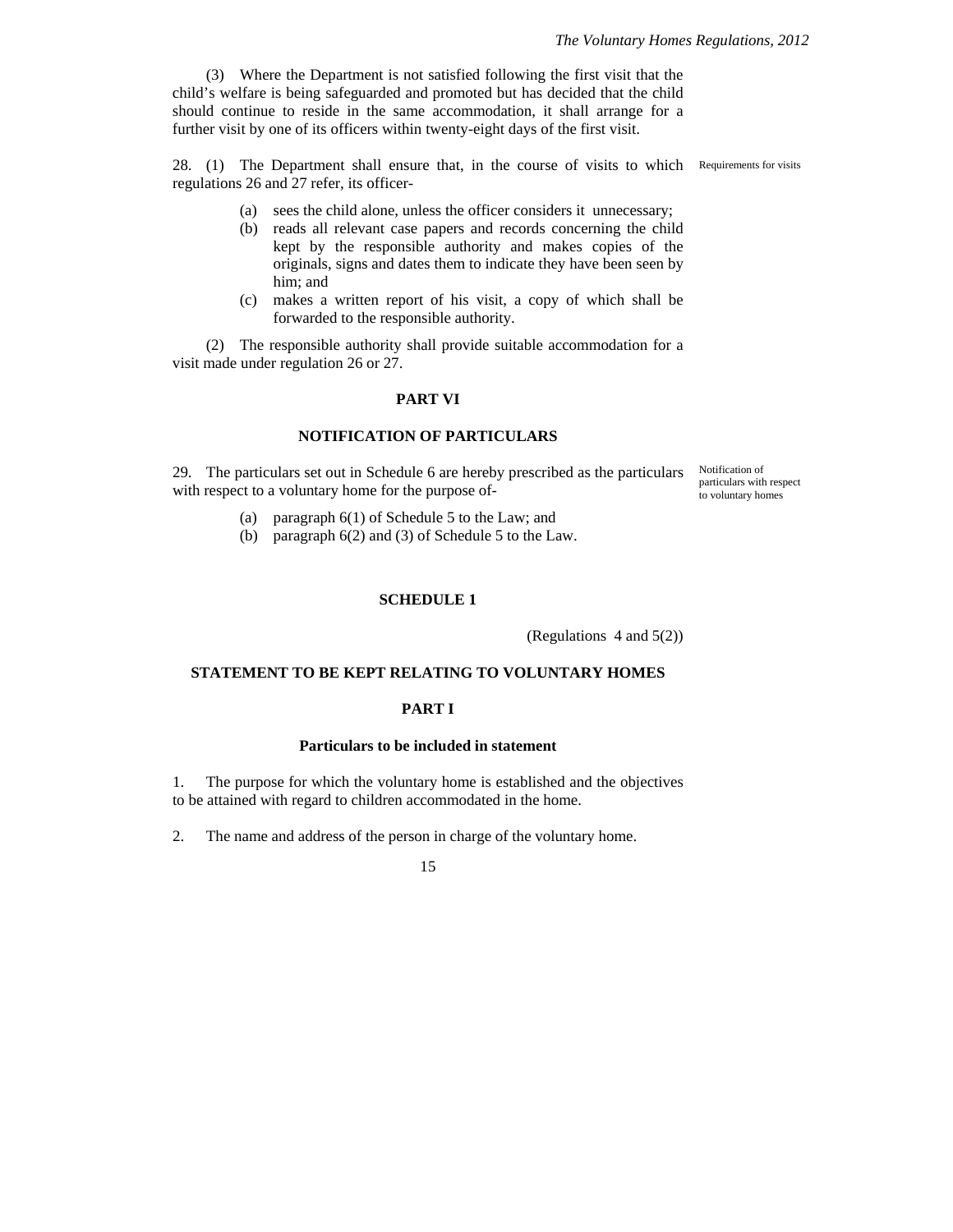(3) Where the Department is not satisfied following the first visit that the child's welfare is being safeguarded and promoted but has decided that the child should continue to reside in the same accommodation, it shall arrange for a further visit by one of its officers within twenty-eight days of the first visit.

Requirements for visits

28. (1) The Department shall ensure that, in the course of visits to which regulations 26 and 27 refer, its officer-

(a) sees the child alone, unless the officer considers it unnecessary;
(b) reads all relevant case papers and records concerning the child kept by the responsible authority and makes copies of the originals, signs and dates them to indicate they have been seen by him; and
(c) makes a written report of his visit, a copy of which shall be forwarded to the responsible authority.

(2) The responsible authority shall provide suitable accommodation for a visit made under regulation 26 or 27.

## PART VI

## NOTIFICATION OF PARTICULARS

Notification of particulars with respect to voluntary homes

29. The particulars set out in Schedule 6 are hereby prescribed as the particulars with respect to a voluntary home for the purpose of-

(a) paragraph 6(1) of Schedule 5 to the Law; and
(b) paragraph 6(2) and (3) of Schedule 5 to the Law.

## SCHEDULE 1

(Regulations 4 and 5(2))

## STATEMENT TO BE KEPT RELATING TO VOLUNTARY HOMES

## PART I

### Particulars to be included in statement

1. The purpose for which the voluntary home is established and the objectives to be attained with regard to children accommodated in the home.

2. The name and address of the person in charge of the voluntary home.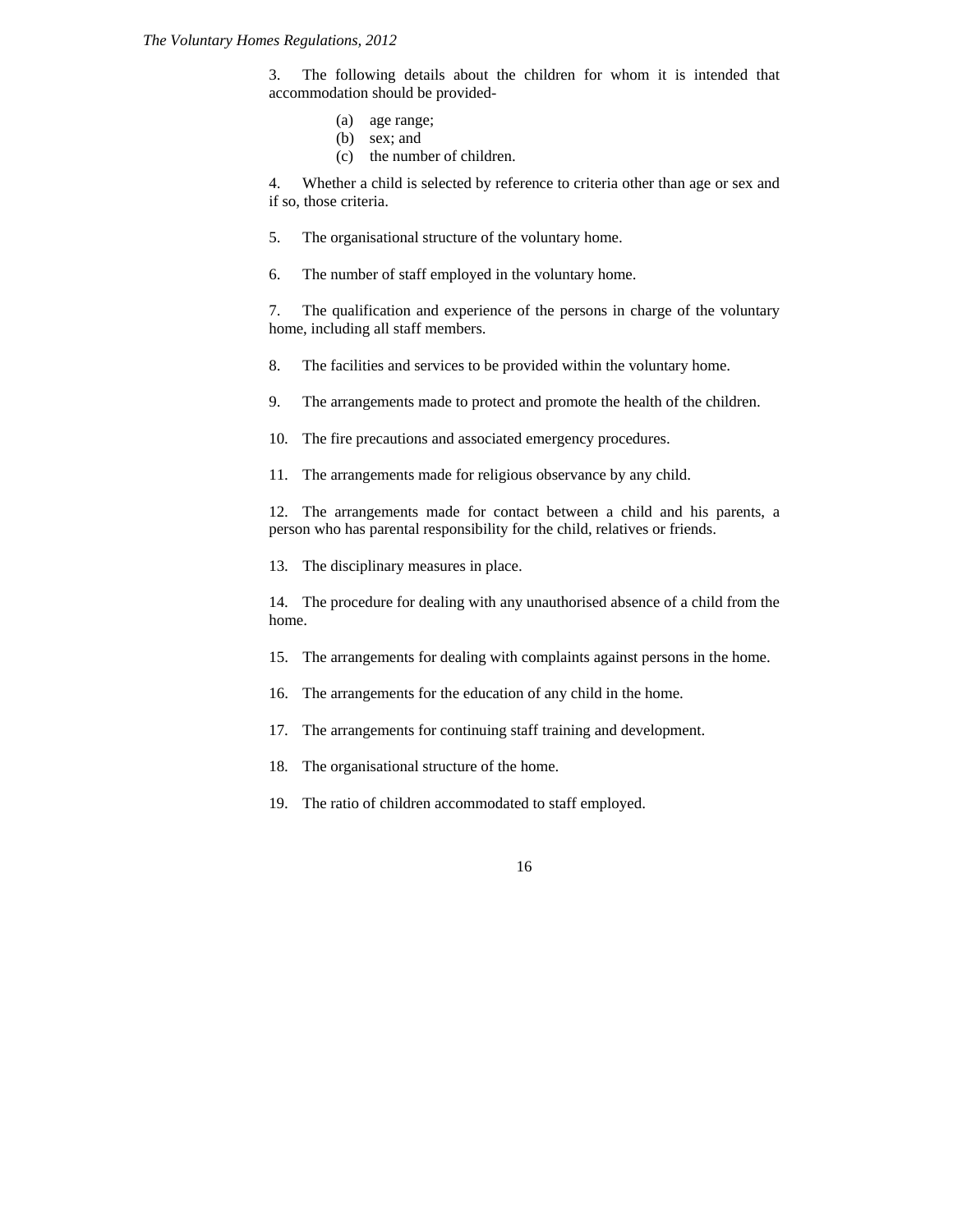3. The following details about the children for whom it is intended that accommodation should be provided-

(a) age range;
(b) sex; and
(c) the number of children.

4. Whether a child is selected by reference to criteria other than age or sex and if so, those criteria.

5. The organisational structure of the voluntary home.

6. The number of staff employed in the voluntary home.

7. The qualification and experience of the persons in charge of the voluntary home, including all staff members.

8. The facilities and services to be provided within the voluntary home.

9. The arrangements made to protect and promote the health of the children.

10. The fire precautions and associated emergency procedures.

11. The arrangements made for religious observance by any child.

12. The arrangements made for contact between a child and his parents, a person who has parental responsibility for the child, relatives or friends.

13. The disciplinary measures in place.

14. The procedure for dealing with any unauthorised absence of a child from the home.

15. The arrangements for dealing with complaints against persons in the home.

16. The arrangements for the education of any child in the home.

17. The arrangements for continuing staff training and development.

18. The organisational structure of the home.

19. The ratio of children accommodated to staff employed.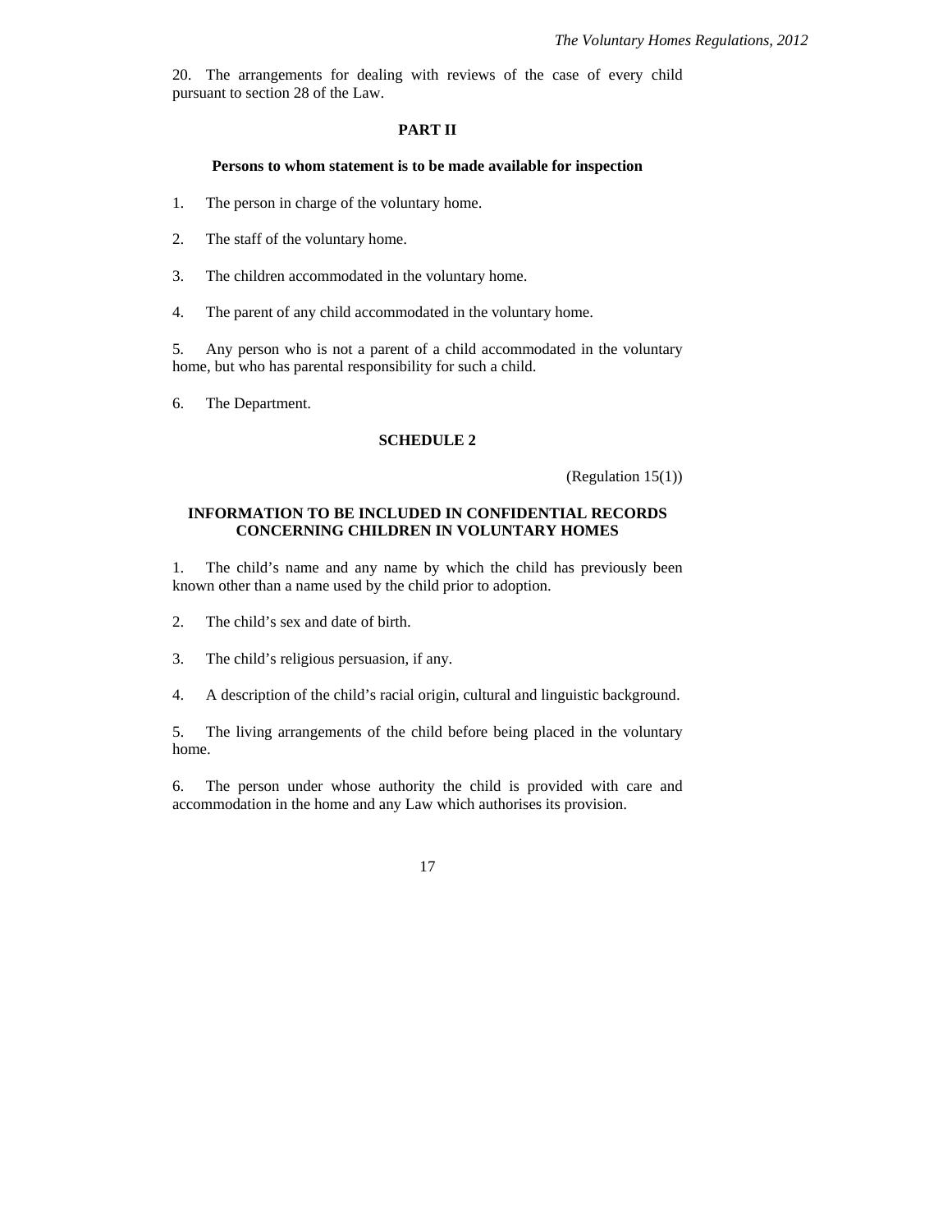20. The arrangements for dealing with reviews of the case of every child pursuant to section 28 of the Law.

## PART II

### Persons to whom statement is to be made available for inspection

1. The person in charge of the voluntary home.

2. The staff of the voluntary home.

3. The children accommodated in the voluntary home.

4. The parent of any child accommodated in the voluntary home.

5. Any person who is not a parent of a child accommodated in the voluntary home, but who has parental responsibility for such a child.

6. The Department.

## SCHEDULE 2

(Regulation 15(1))

### INFORMATION TO BE INCLUDED IN CONFIDENTIAL RECORDS CONCERNING CHILDREN IN VOLUNTARY HOMES

1. The child's name and any name by which the child has previously been known other than a name used by the child prior to adoption.

2. The child's sex and date of birth.

3. The child's religious persuasion, if any.

4. A description of the child's racial origin, cultural and linguistic background.

5. The living arrangements of the child before being placed in the voluntary home.

6. The person under whose authority the child is provided with care and accommodation in the home and any Law which authorises its provision.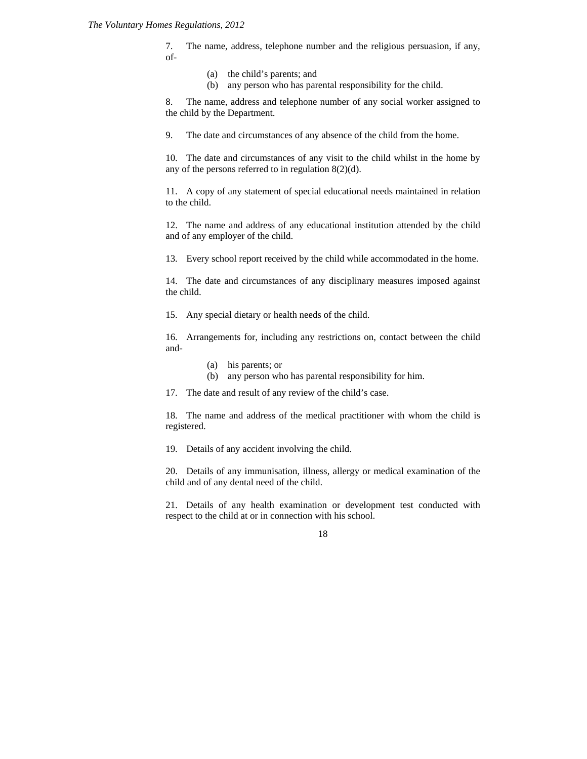7. The name, address, telephone number and the religious persuasion, if any, of-

(a) the child's parents; and
(b) any person who has parental responsibility for the child.

8. The name, address and telephone number of any social worker assigned to the child by the Department.

9. The date and circumstances of any absence of the child from the home.

10. The date and circumstances of any visit to the child whilst in the home by any of the persons referred to in regulation 8(2)(d).

11. A copy of any statement of special educational needs maintained in relation to the child.

12. The name and address of any educational institution attended by the child and of any employer of the child.

13. Every school report received by the child while accommodated in the home.

14. The date and circumstances of any disciplinary measures imposed against the child.

15. Any special dietary or health needs of the child.

16. Arrangements for, including any restrictions on, contact between the child and-

(a) his parents; or
(b) any person who has parental responsibility for him.

17. The date and result of any review of the child's case.

18. The name and address of the medical practitioner with whom the child is registered.

19. Details of any accident involving the child.

20. Details of any immunisation, illness, allergy or medical examination of the child and of any dental need of the child.

21. Details of any health examination or development test conducted with respect to the child at or in connection with his school.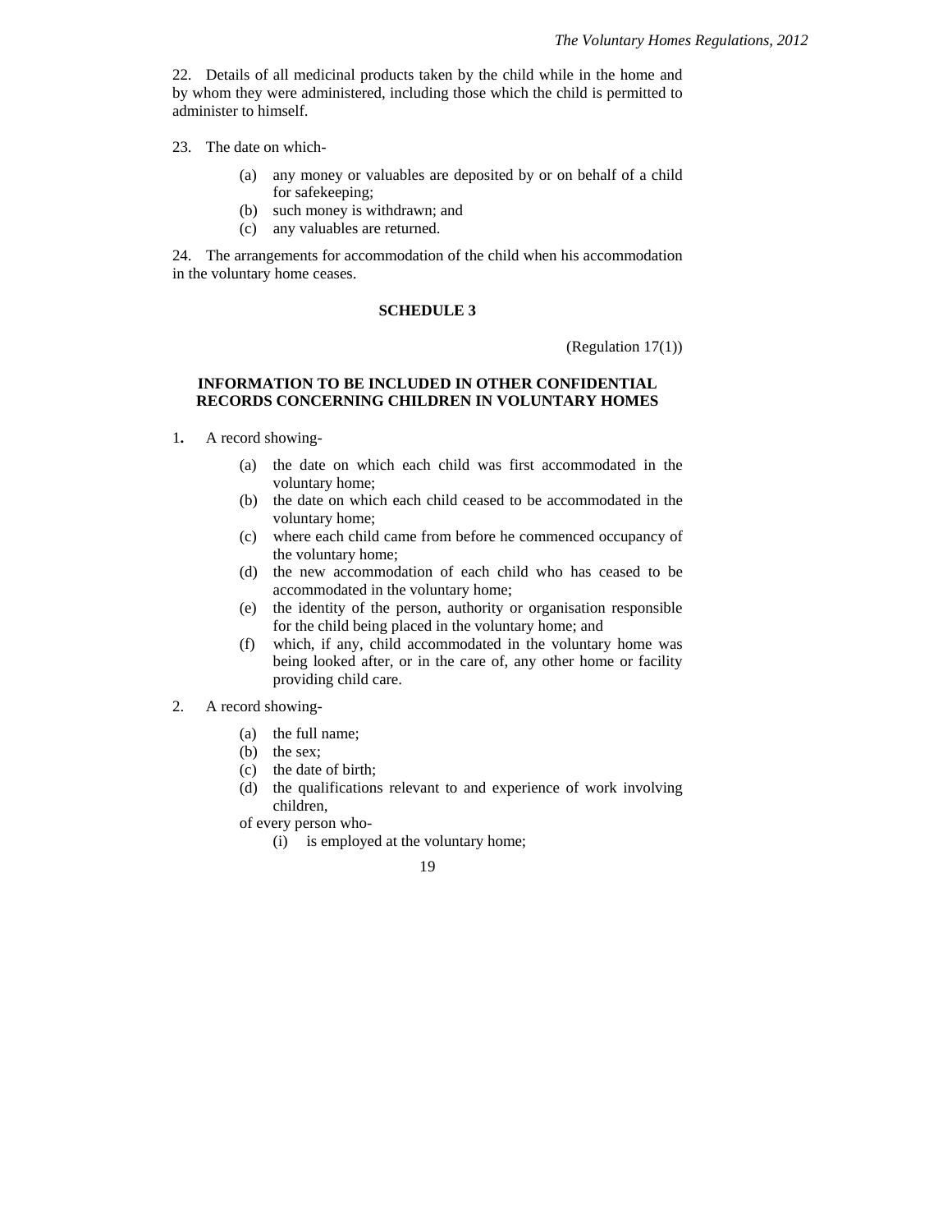22. Details of all medicinal products taken by the child while in the home and by whom they were administered, including those which the child is permitted to administer to himself.

23. The date on which-

- (a) any money or valuables are deposited by or on behalf of a child for safekeeping;
- (b) such money is withdrawn; and
- (c) any valuables are returned.

24. The arrangements for accommodation of the child when his accommodation in the voluntary home ceases.

## SCHEDULE 3

(Regulation 17(1))

### INFORMATION TO BE INCLUDED IN OTHER CONFIDENTIAL RECORDS CONCERNING CHILDREN IN VOLUNTARY HOMES

1. A record showing-

- (a) the date on which each child was first accommodated in the voluntary home;
- (b) the date on which each child ceased to be accommodated in the voluntary home;
- (c) where each child came from before he commenced occupancy of the voluntary home;
- (d) the new accommodation of each child who has ceased to be accommodated in the voluntary home;
- (e) the identity of the person, authority or organisation responsible for the child being placed in the voluntary home; and
- (f) which, if any, child accommodated in the voluntary home was being looked after, or in the care of, any other home or facility providing child care.

2. A record showing-

- (a) the full name;
- (b) the sex;
- (c) the date of birth;
- (d) the qualifications relevant to and experience of work involving children,

of every person who-

- (i) is employed at the voluntary home;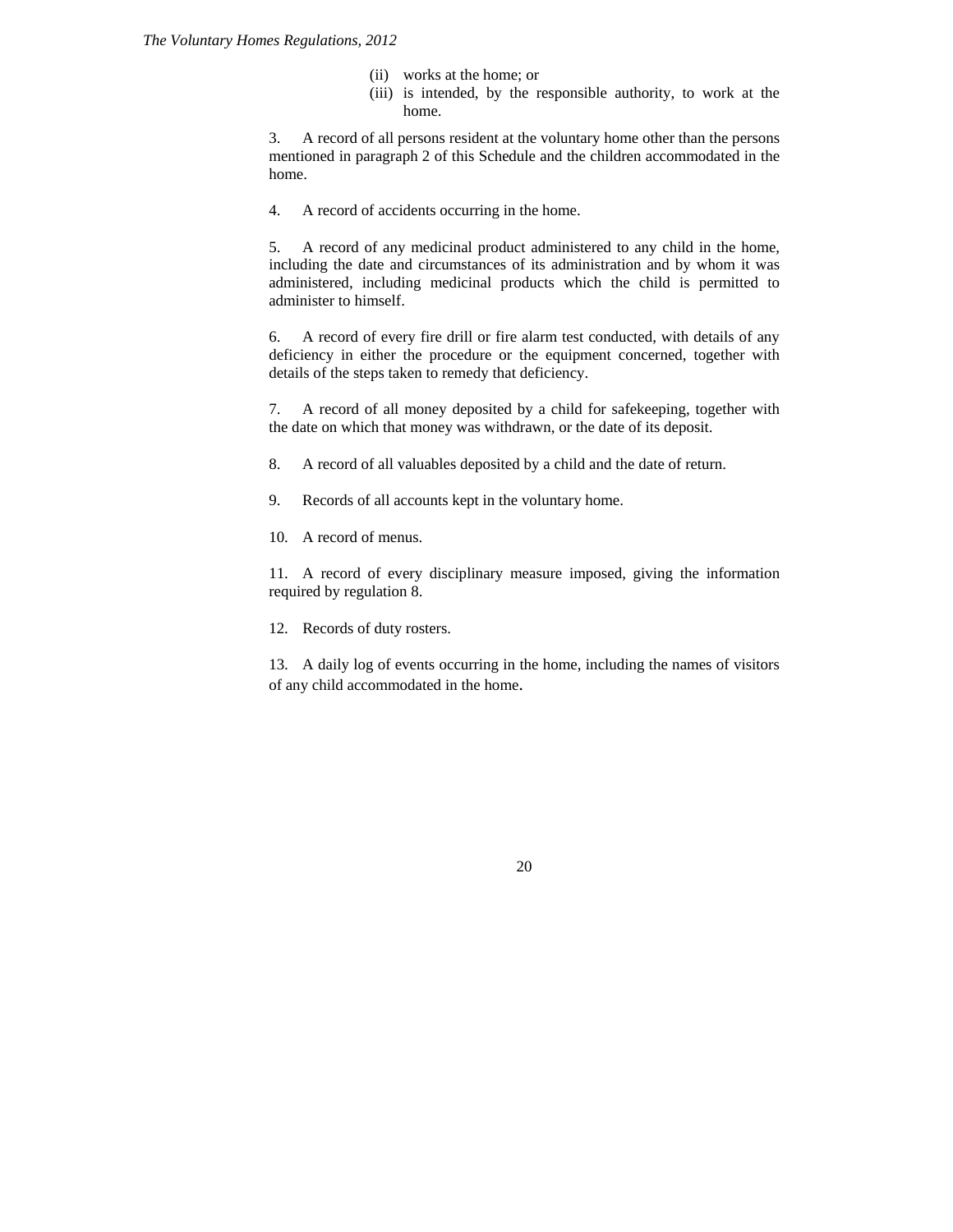(ii) works at the home; or

(iii) is intended, by the responsible authority, to work at the home.

3. A record of all persons resident at the voluntary home other than the persons mentioned in paragraph 2 of this Schedule and the children accommodated in the home.

4. A record of accidents occurring in the home.

5. A record of any medicinal product administered to any child in the home, including the date and circumstances of its administration and by whom it was administered, including medicinal products which the child is permitted to administer to himself.

6. A record of every fire drill or fire alarm test conducted, with details of any deficiency in either the procedure or the equipment concerned, together with details of the steps taken to remedy that deficiency.

7. A record of all money deposited by a child for safekeeping, together with the date on which that money was withdrawn, or the date of its deposit.

8. A record of all valuables deposited by a child and the date of return.

9. Records of all accounts kept in the voluntary home.

10. A record of menus.

11. A record of every disciplinary measure imposed, giving the information required by regulation 8.

12. Records of duty rosters.

13. A daily log of events occurring in the home, including the names of visitors of any child accommodated in the home.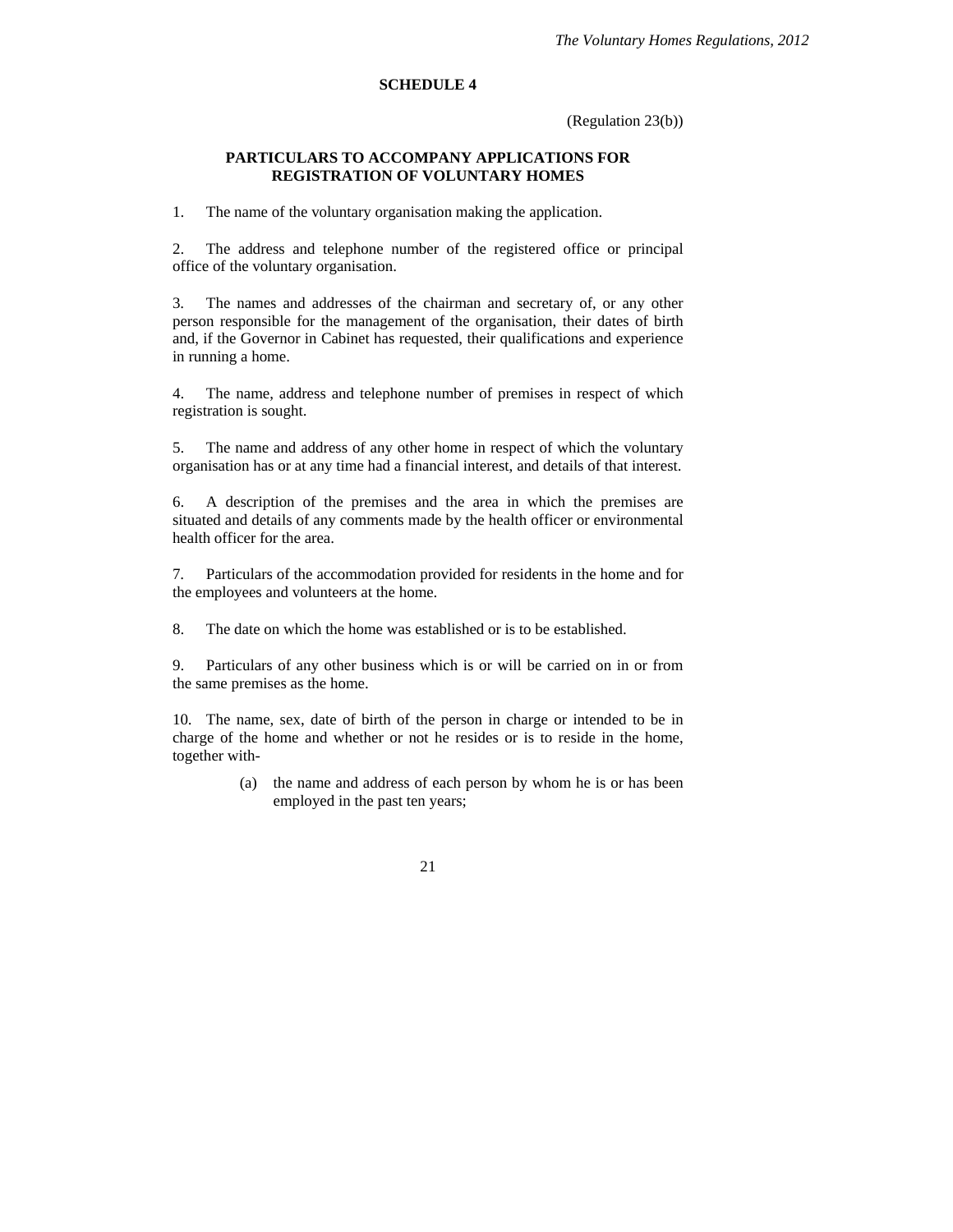# SCHEDULE 4

(Regulation 23(b))

## PARTICULARS TO ACCOMPANY APPLICATIONS FOR REGISTRATION OF VOLUNTARY HOMES

1. The name of the voluntary organisation making the application.

2. The address and telephone number of the registered office or principal office of the voluntary organisation.

3. The names and addresses of the chairman and secretary of, or any other person responsible for the management of the organisation, their dates of birth and, if the Governor in Cabinet has requested, their qualifications and experience in running a home.

4. The name, address and telephone number of premises in respect of which registration is sought.

5. The name and address of any other home in respect of which the voluntary organisation has or at any time had a financial interest, and details of that interest.

6. A description of the premises and the area in which the premises are situated and details of any comments made by the health officer or environmental health officer for the area.

7. Particulars of the accommodation provided for residents in the home and for the employees and volunteers at the home.

8. The date on which the home was established or is to be established.

9. Particulars of any other business which is or will be carried on in or from the same premises as the home.

10. The name, sex, date of birth of the person in charge or intended to be in charge of the home and whether or not he resides or is to reside in the home, together with-

(a) the name and address of each person by whom he is or has been employed in the past ten years;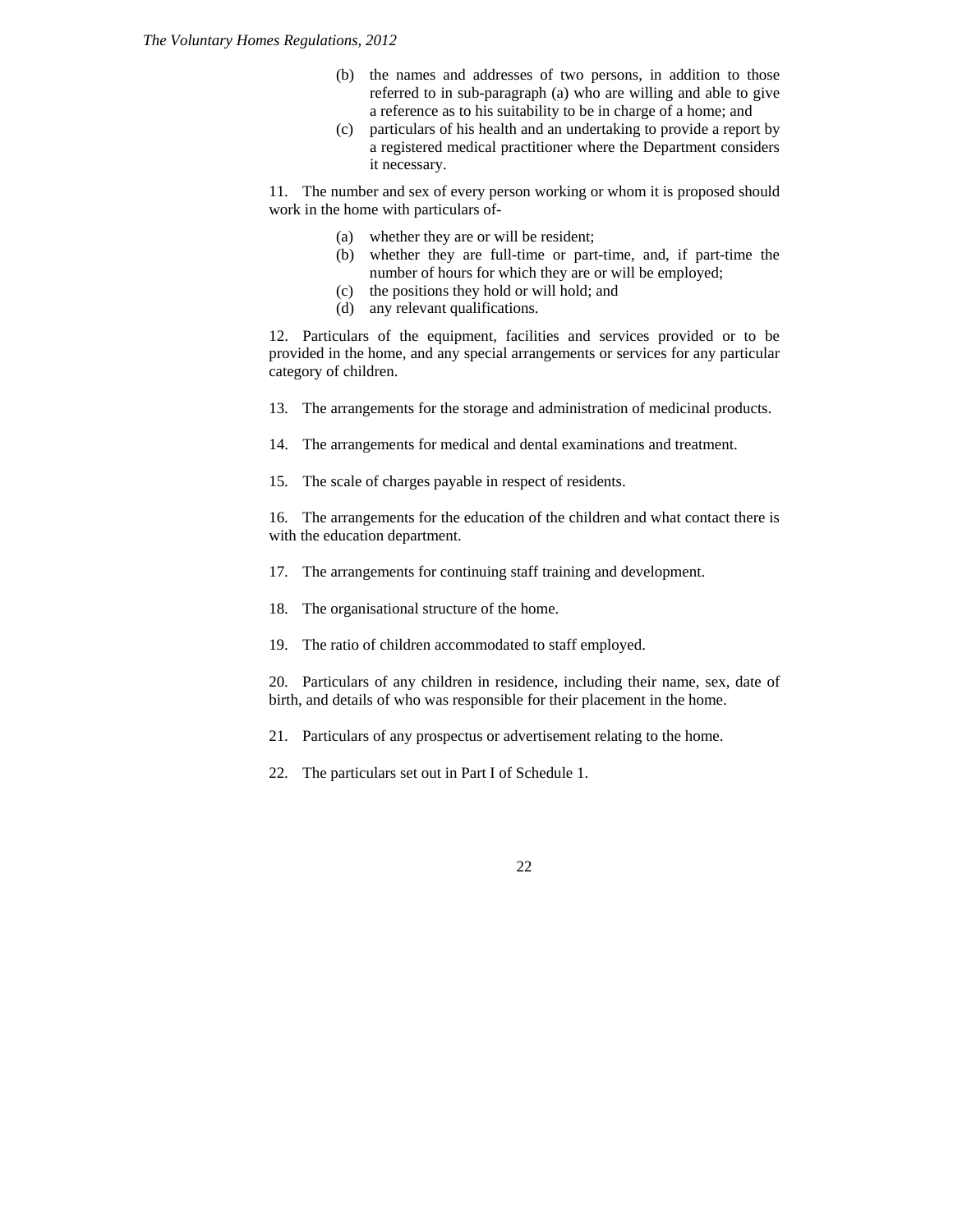(b) the names and addresses of two persons, in addition to those referred to in sub-paragraph (a) who are willing and able to give a reference as to his suitability to be in charge of a home; and

(c) particulars of his health and an undertaking to provide a report by a registered medical practitioner where the Department considers it necessary.

11. The number and sex of every person working or whom it is proposed should work in the home with particulars of-

(a) whether they are or will be resident;

(b) whether they are full-time or part-time, and, if part-time the number of hours for which they are or will be employed;

(c) the positions they hold or will hold; and

(d) any relevant qualifications.

12. Particulars of the equipment, facilities and services provided or to be provided in the home, and any special arrangements or services for any particular category of children.

13. The arrangements for the storage and administration of medicinal products.

14. The arrangements for medical and dental examinations and treatment.

15. The scale of charges payable in respect of residents.

16. The arrangements for the education of the children and what contact there is with the education department.

17. The arrangements for continuing staff training and development.

18. The organisational structure of the home.

19. The ratio of children accommodated to staff employed.

20. Particulars of any children in residence, including their name, sex, date of birth, and details of who was responsible for their placement in the home.

21. Particulars of any prospectus or advertisement relating to the home.

22. The particulars set out in Part I of Schedule 1.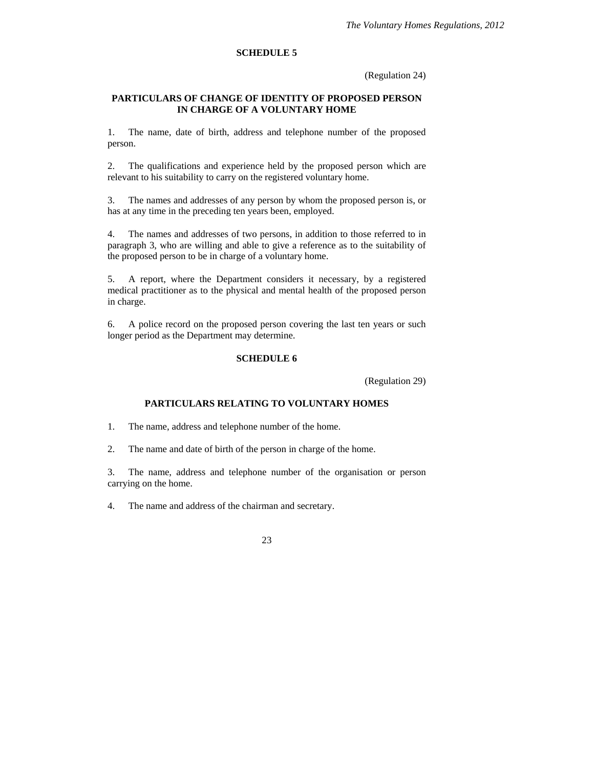## SCHEDULE 5

(Regulation 24)

### PARTICULARS OF CHANGE OF IDENTITY OF PROPOSED PERSON IN CHARGE OF A VOLUNTARY HOME

1. The name, date of birth, address and telephone number of the proposed person.

2. The qualifications and experience held by the proposed person which are relevant to his suitability to carry on the registered voluntary home.

3. The names and addresses of any person by whom the proposed person is, or has at any time in the preceding ten years been, employed.

4. The names and addresses of two persons, in addition to those referred to in paragraph 3, who are willing and able to give a reference as to the suitability of the proposed person to be in charge of a voluntary home.

5. A report, where the Department considers it necessary, by a registered medical practitioner as to the physical and mental health of the proposed person in charge.

6. A police record on the proposed person covering the last ten years or such longer period as the Department may determine.

## SCHEDULE 6

(Regulation 29)

### PARTICULARS RELATING TO VOLUNTARY HOMES

1. The name, address and telephone number of the home.

2. The name and date of birth of the person in charge of the home.

3. The name, address and telephone number of the organisation or person carrying on the home.

4. The name and address of the chairman and secretary.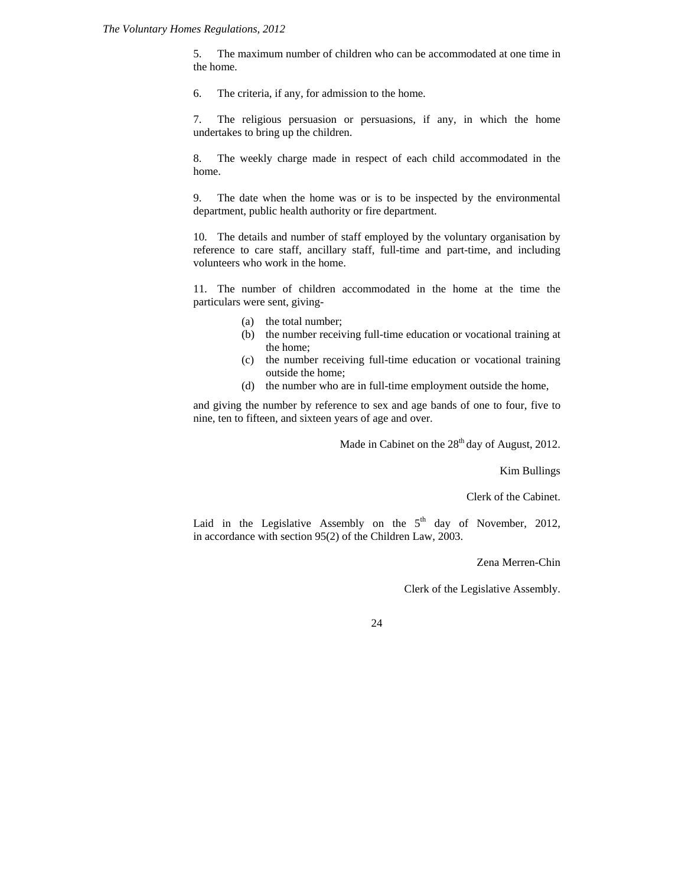5. The maximum number of children who can be accommodated at one time in the home.

6. The criteria, if any, for admission to the home.

7. The religious persuasion or persuasions, if any, in which the home undertakes to bring up the children.

8. The weekly charge made in respect of each child accommodated in the home.

9. The date when the home was or is to be inspected by the environmental department, public health authority or fire department.

10. The details and number of staff employed by the voluntary organisation by reference to care staff, ancillary staff, full-time and part-time, and including volunteers who work in the home.

11. The number of children accommodated in the home at the time the particulars were sent, giving-

(a) the total number;
(b) the number receiving full-time education or vocational training at the home;
(c) the number receiving full-time education or vocational training outside the home;
(d) the number who are in full-time employment outside the home,

and giving the number by reference to sex and age bands of one to four, five to nine, ten to fifteen, and sixteen years of age and over.

Made in Cabinet on the 28th day of August, 2012.

Kim Bullings

Clerk of the Cabinet.

Laid in the Legislative Assembly on the 5th day of November, 2012, in accordance with section 95(2) of the Children Law, 2003.

Zena Merren-Chin

Clerk of the Legislative Assembly.